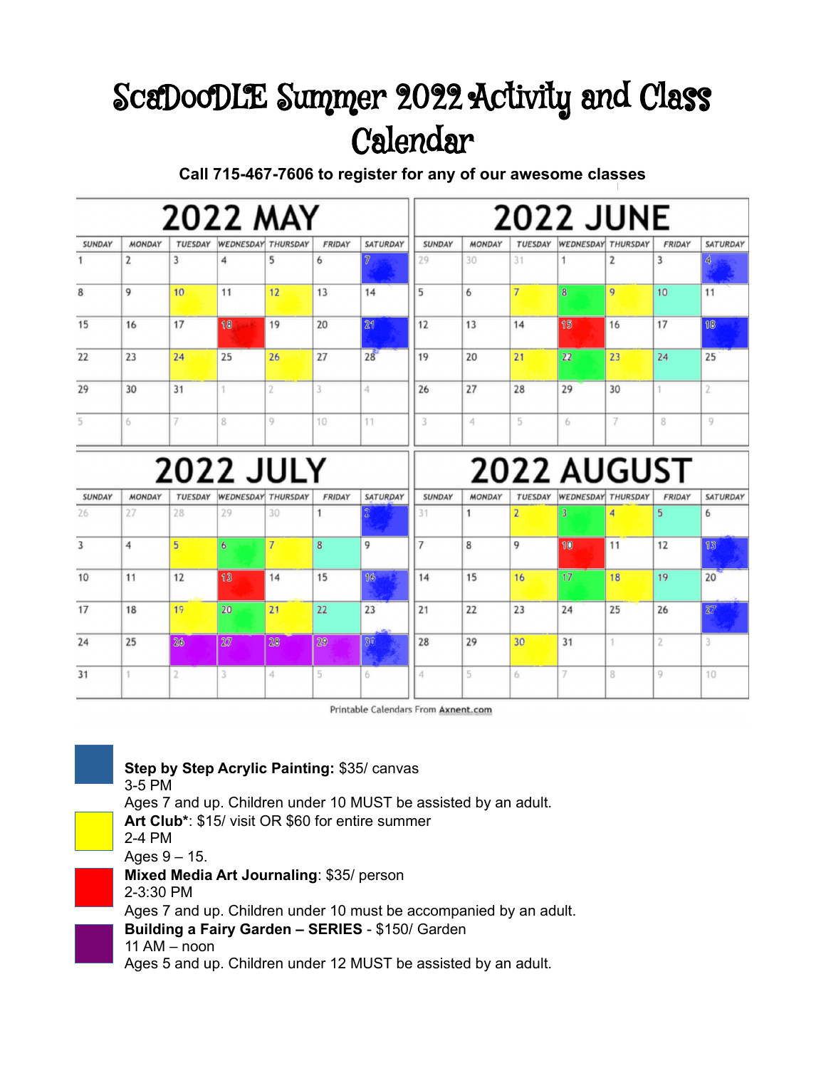# ScaDooDLE Summer 2022 Activity and Class Calendar

**Call 715-467-7606 to register for any of our awesome classes**

## 2022 MAY

| SUNDAY | MONDAY | TUESDAY | WEDNESDAY | THURSDAY | FRIDAY | SATURDAY |
|---|---|---|---|---|---|---|
| 1 | 2 | 3 | 4 | 5 | 6 | 7 |
| 8 | 9 | 10 | 11 | 12 | 13 | 14 |
| 15 | 16 | 17 | 18 | 19 | 20 | 21 |
| 22 | 23 | 24 | 25 | 26 | 27 | 28 |
| 29 | 30 | 31 | 1 | 2 | 3 | 4 |
| 5 | 6 | 7 | 8 | 9 | 10 | 11 |

## 2022 JUNE

| SUNDAY | MONDAY | TUESDAY | WEDNESDAY | THURSDAY | FRIDAY | SATURDAY |
|---|---|---|---|---|---|---|
| 29 | 30 | 31 | 1 | 2 | 3 | 4 |
| 5 | 6 | 7 | 8 | 9 | 10 | 11 |
| 12 | 13 | 14 | 15 | 16 | 17 | 18 |
| 19 | 20 | 21 | 22 | 23 | 24 | 25 |
| 26 | 27 | 28 | 29 | 30 | 1 | 2 |
| 3 | 4 | 5 | 6 | 7 | 8 | 9 |

## 2022 JULY

| SUNDAY | MONDAY | TUESDAY | WEDNESDAY | THURSDAY | FRIDAY | SATURDAY |
|---|---|---|---|---|---|---|
| 26 | 27 | 28 | 29 | 30 | 1 | 2 |
| 3 | 4 | 5 | 6 | 7 | 8 | 9 |
| 10 | 11 | 12 | 13 | 14 | 15 | 16 |
| 17 | 18 | 19 | 20 | 21 | 22 | 23 |
| 24 | 25 | 26 | 27 | 28 | 29 | 30 |
| 31 | 1 | 2 | 3 | 4 | 5 | 6 |

## 2022 AUGUST

| SUNDAY | MONDAY | TUESDAY | WEDNESDAY | THURSDAY | FRIDAY | SATURDAY |
|---|---|---|---|---|---|---|
| 31 | 1 | 2 | 3 | 4 | 5 | 6 |
| 7 | 8 | 9 | 10 | 11 | 12 | 13 |
| 14 | 15 | 16 | 17 | 18 | 19 | 20 |
| 21 | 22 | 23 | 24 | 25 | 26 | 27 |
| 28 | 29 | 30 | 31 | 1 | 2 | 3 |
| 4 | 5 | 6 | 7 | 8 | 9 | 10 |

Printable Calendars From Axnent.com

**Step by Step Acrylic Painting:** $35/ canvas
3-5 PM
Ages 7 and up. Children under 10 MUST be assisted by an adult.

**Art Club***: $15/ visit OR $60 for entire summer
2-4 PM
Ages 9 – 15.

**Mixed Media Art Journaling**: $35/ person
2-3:30 PM
Ages 7 and up. Children under 10 must be accompanied by an adult.

**Building a Fairy Garden – SERIES** - $150/ Garden
11 AM – noon
Ages 5 and up. Children under 12 MUST be assisted by an adult.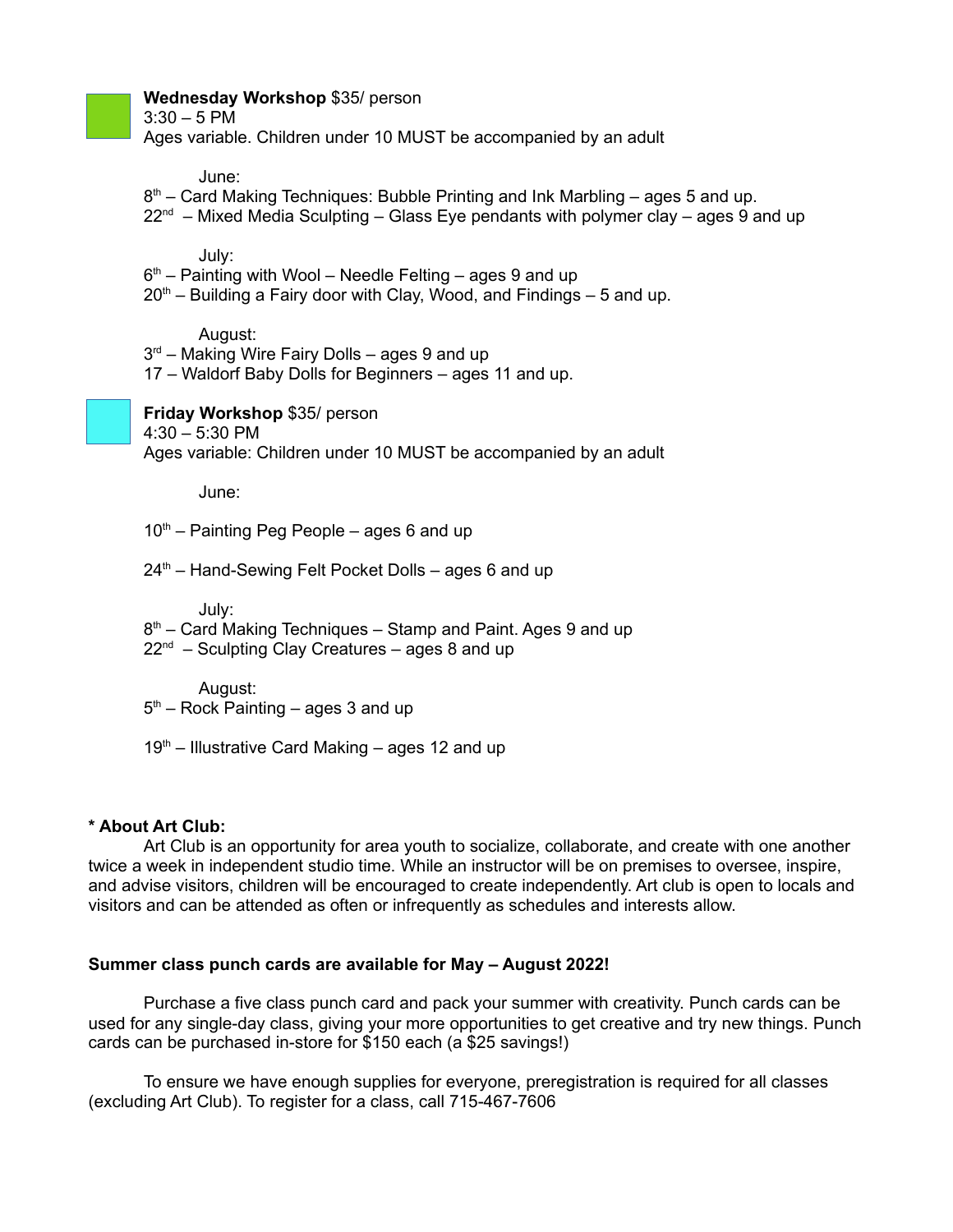**Wednesday Workshop** $35/ person
3:30 – 5 PM
Ages variable. Children under 10 MUST be accompanied by an adult

June:
8th – Card Making Techniques: Bubble Printing and Ink Marbling – ages 5 and up.
22nd – Mixed Media Sculpting – Glass Eye pendants with polymer clay – ages 9 and up

July:
6th – Painting with Wool – Needle Felting – ages 9 and up
20th – Building a Fairy door with Clay, Wood, and Findings – 5 and up.

August:
3rd – Making Wire Fairy Dolls – ages 9 and up
17 – Waldorf Baby Dolls for Beginners – ages 11 and up.

**Friday Workshop** $35/ person
4:30 – 5:30 PM
Ages variable: Children under 10 MUST be accompanied by an adult

June:

10th – Painting Peg People – ages 6 and up

24th – Hand-Sewing Felt Pocket Dolls – ages 6 and up

July:
8th – Card Making Techniques – Stamp and Paint. Ages 9 and up
22nd – Sculpting Clay Creatures – ages 8 and up

August:
5th – Rock Painting – ages 3 and up

19th – Illustrative Card Making – ages 12 and up

**\* About Art Club:**

Art Club is an opportunity for area youth to socialize, collaborate, and create with one another twice a week in independent studio time. While an instructor will be on premises to oversee, inspire, and advise visitors, children will be encouraged to create independently. Art club is open to locals and visitors and can be attended as often or infrequently as schedules and interests allow.

**Summer class punch cards are available for May – August 2022!**

Purchase a five class punch card and pack your summer with creativity. Punch cards can be used for any single-day class, giving your more opportunities to get creative and try new things. Punch cards can be purchased in-store for $150 each (a $25 savings!)

To ensure we have enough supplies for everyone, preregistration is required for all classes (excluding Art Club). To register for a class, call 715-467-7606